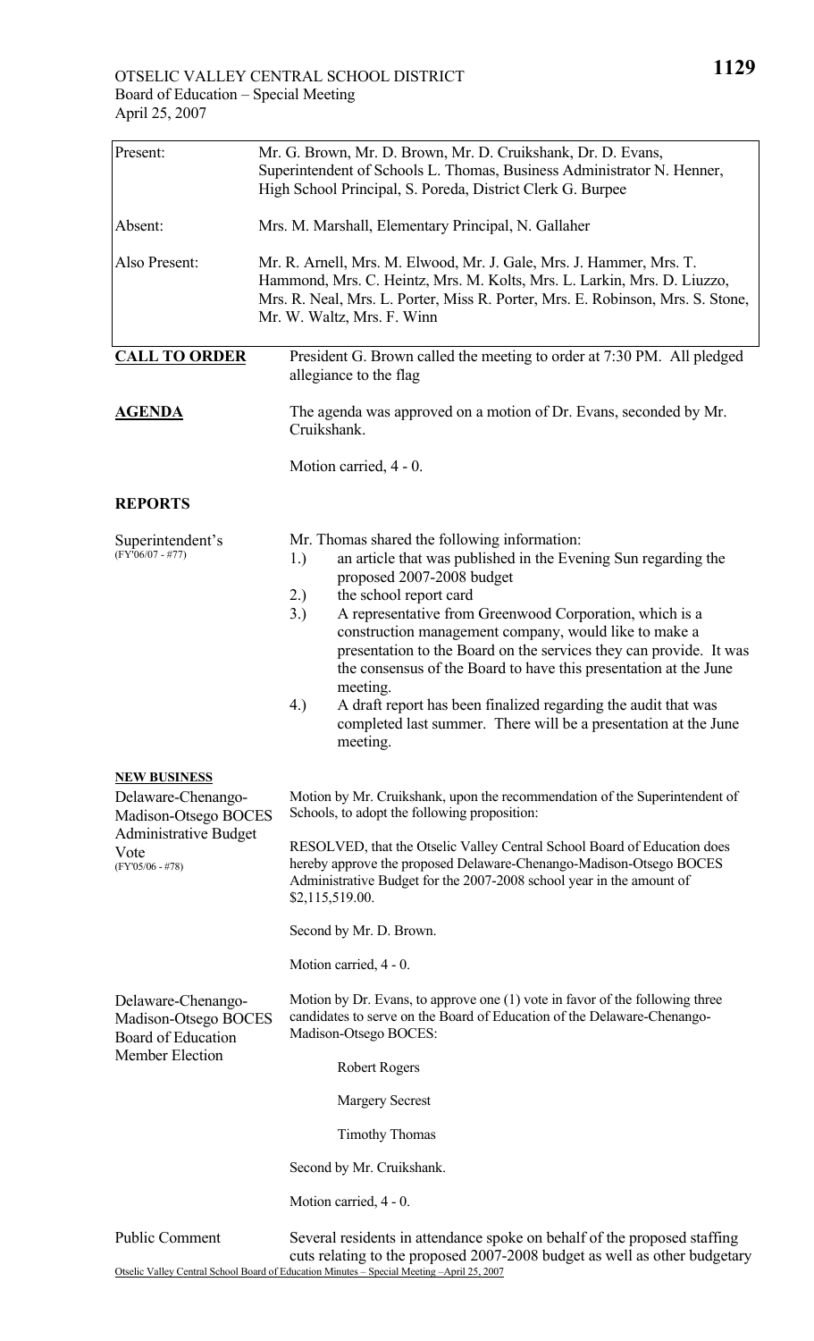OTSELIC VALLEY CENTRAL SCHOOL DISTRICT
Board of Education – Special Meeting
April 25, 2007

| | |
|---|---|
| Present: | Mr. G. Brown, Mr. D. Brown, Mr. D. Cruikshank, Dr. D. Evans, Superintendent of Schools L. Thomas, Business Administrator N. Henner, High School Principal, S. Poreda, District Clerk G. Burpee |
| Absent: | Mrs. M. Marshall, Elementary Principal, N. Gallaher |
| Also Present: | Mr. R. Arnell, Mrs. M. Elwood, Mr. J. Gale, Mrs. J. Hammer, Mrs. T. Hammond, Mrs. C. Heintz, Mrs. M. Kolts, Mrs. L. Larkin, Mrs. D. Liuzzo, Mrs. R. Neal, Mrs. L. Porter, Miss R. Porter, Mrs. E. Robinson, Mrs. S. Stone, Mr. W. Waltz, Mrs. F. Winn |

**CALL TO ORDER**

President G. Brown called the meeting to order at 7:30 PM. All pledged allegiance to the flag

**AGENDA**

The agenda was approved on a motion of Dr. Evans, seconded by Mr. Cruikshank.

Motion carried, 4 - 0.

## REPORTS

Superintendent's
(FY'06/07 - #77)

Mr. Thomas shared the following information:

1.) an article that was published in the Evening Sun regarding the proposed 2007-2008 budget
2.) the school report card
3.) A representative from Greenwood Corporation, which is a construction management company, would like to make a presentation to the Board on the services they can provide. It was the consensus of the Board to have this presentation at the June meeting.
4.) A draft report has been finalized regarding the audit that was completed last summer. There will be a presentation at the June meeting.

**NEW BUSINESS**

Delaware-Chenango-Madison-Otsego BOCES Administrative Budget Vote
(FY'05/06 - #78)

Motion by Mr. Cruikshank, upon the recommendation of the Superintendent of Schools, to adopt the following proposition:

RESOLVED, that the Otselic Valley Central School Board of Education does hereby approve the proposed Delaware-Chenango-Madison-Otsego BOCES Administrative Budget for the 2007-2008 school year in the amount of $2,115,519.00.

Second by Mr. D. Brown.

Motion carried, 4 - 0.

Delaware-Chenango-Madison-Otsego BOCES Board of Education Member Election

Motion by Dr. Evans, to approve one (1) vote in favor of the following three candidates to serve on the Board of Education of the Delaware-Chenango-Madison-Otsego BOCES:

Robert Rogers

Margery Secrest

Timothy Thomas

Second by Mr. Cruikshank.

Motion carried, 4 - 0.

Public Comment

Several residents in attendance spoke on behalf of the proposed staffing cuts relating to the proposed 2007-2008 budget as well as other budgetary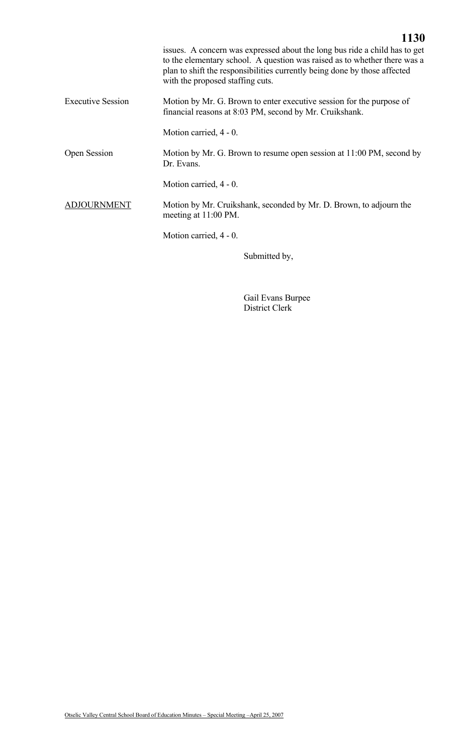issues. A concern was expressed about the long bus ride a child has to get to the elementary school. A question was raised as to whether there was a plan to shift the responsibilities currently being done by those affected with the proposed staffing cuts.

Executive Session

Motion by Mr. G. Brown to enter executive session for the purpose of financial reasons at 8:03 PM, second by Mr. Cruikshank.

Motion carried, 4 - 0.

Open Session

Motion by Mr. G. Brown to resume open session at 11:00 PM, second by Dr. Evans.

Motion carried, 4 - 0.

ADJOURNMENT

Motion by Mr. Cruikshank, seconded by Mr. D. Brown, to adjourn the meeting at 11:00 PM.

Motion carried, 4 - 0.

Submitted by,

Gail Evans Burpee
District Clerk